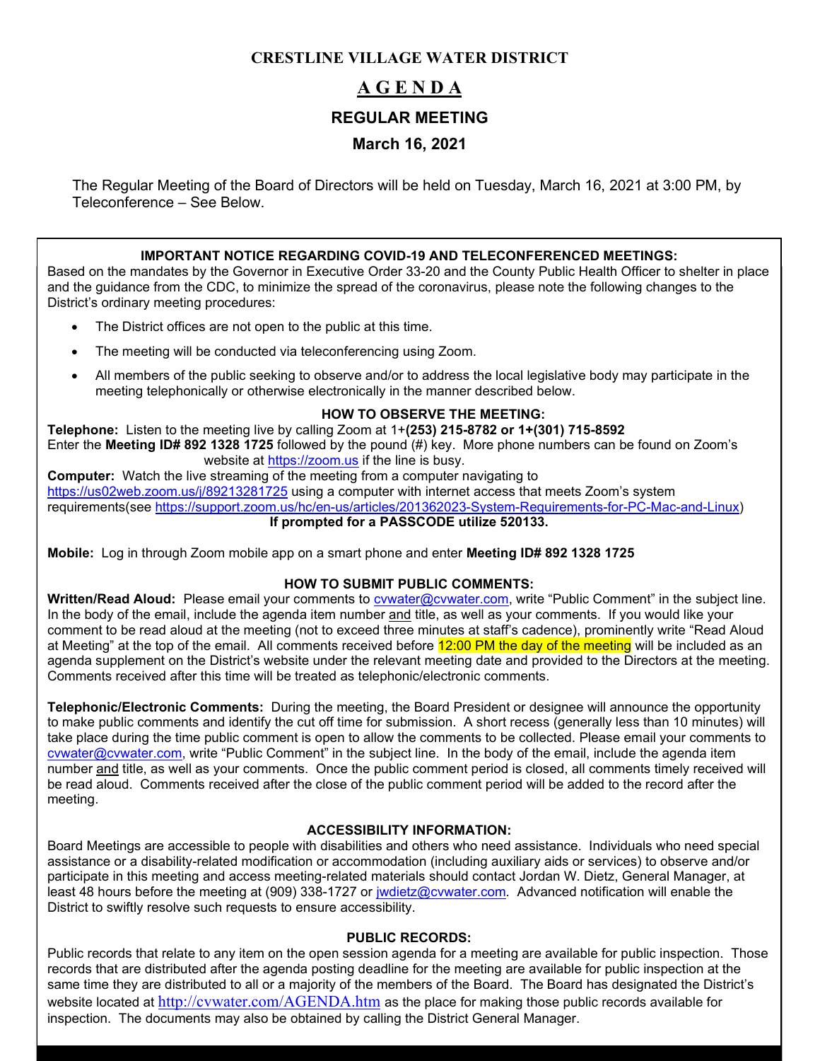# CRESTLINE VILLAGE WATER DISTRICT

## A G E N D A

## REGULAR MEETING

## March 16, 2021

The Regular Meeting of the Board of Directors will be held on Tuesday, March 16, 2021 at 3:00 PM, by Teleconference – See Below.

### IMPORTANT NOTICE REGARDING COVID-19 AND TELECONFERENCED MEETINGS:

Based on the mandates by the Governor in Executive Order 33-20 and the County Public Health Officer to shelter in place and the guidance from the CDC, to minimize the spread of the coronavirus, please note the following changes to the District's ordinary meeting procedures:

- The District offices are not open to the public at this time.
- The meeting will be conducted via teleconferencing using Zoom.
- All members of the public seeking to observe and/or to address the local legislative body may participate in the meeting telephonically or otherwise electronically in the manner described below.

### HOW TO OBSERVE THE MEETING:

**Telephone:** Listen to the meeting live by calling Zoom at 1+**(253) 215-8782 or 1+(301) 715-8592**
Enter the **Meeting ID# 892 1328 1725** followed by the pound (#) key. More phone numbers can be found on Zoom's website at https://zoom.us if the line is busy.

**Computer:** Watch the live streaming of the meeting from a computer navigating to https://us02web.zoom.us/j/89213281725 using a computer with internet access that meets Zoom's system requirements(see https://support.zoom.us/hc/en-us/articles/201362023-System-Requirements-for-PC-Mac-and-Linux)

**If prompted for a PASSCODE utilize 520133.**

**Mobile:** Log in through Zoom mobile app on a smart phone and enter **Meeting ID# 892 1328 1725**

### HOW TO SUBMIT PUBLIC COMMENTS:

**Written/Read Aloud:** Please email your comments to cvwater@cvwater.com, write "Public Comment" in the subject line. In the body of the email, include the agenda item number and title, as well as your comments. If you would like your comment to be read aloud at the meeting (not to exceed three minutes at staff's cadence), prominently write "Read Aloud at Meeting" at the top of the email. All comments received before 12:00 PM the day of the meeting will be included as an agenda supplement on the District's website under the relevant meeting date and provided to the Directors at the meeting. Comments received after this time will be treated as telephonic/electronic comments.

**Telephonic/Electronic Comments:** During the meeting, the Board President or designee will announce the opportunity to make public comments and identify the cut off time for submission. A short recess (generally less than 10 minutes) will take place during the time public comment is open to allow the comments to be collected. Please email your comments to cvwater@cvwater.com, write "Public Comment" in the subject line. In the body of the email, include the agenda item number and title, as well as your comments. Once the public comment period is closed, all comments timely received will be read aloud. Comments received after the close of the public comment period will be added to the record after the meeting.

### ACCESSIBILITY INFORMATION:

Board Meetings are accessible to people with disabilities and others who need assistance. Individuals who need special assistance or a disability-related modification or accommodation (including auxiliary aids or services) to observe and/or participate in this meeting and access meeting-related materials should contact Jordan W. Dietz, General Manager, at least 48 hours before the meeting at (909) 338-1727 or jwdietz@cvwater.com. Advanced notification will enable the District to swiftly resolve such requests to ensure accessibility.

### PUBLIC RECORDS:

Public records that relate to any item on the open session agenda for a meeting are available for public inspection. Those records that are distributed after the agenda posting deadline for the meeting are available for public inspection at the same time they are distributed to all or a majority of the members of the Board. The Board has designated the District's website located at http://cvwater.com/AGENDA.htm as the place for making those public records available for inspection. The documents may also be obtained by calling the District General Manager.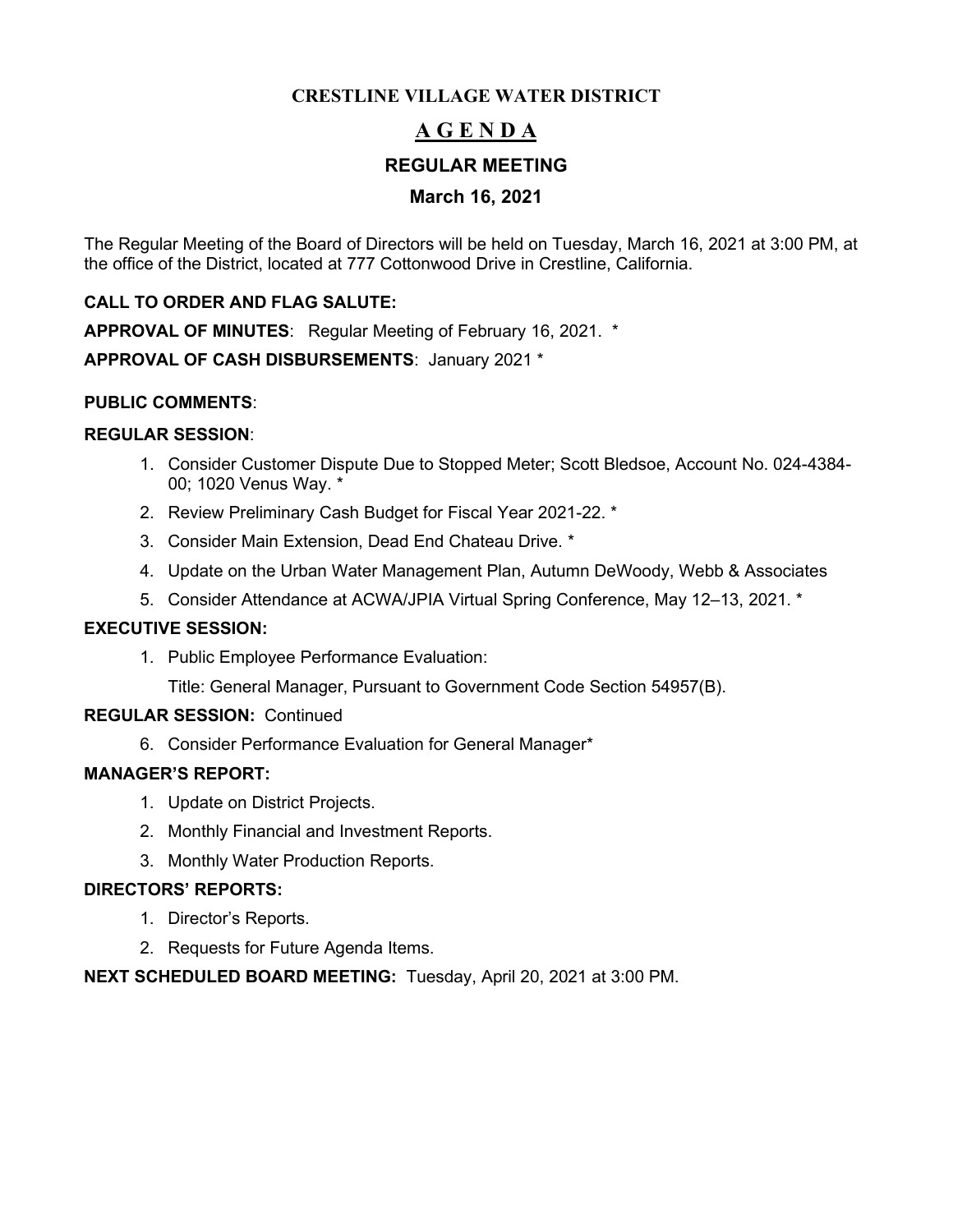# CRESTLINE VILLAGE WATER DISTRICT

## A G E N D A

## REGULAR MEETING

## March 16, 2021

The Regular Meeting of the Board of Directors will be held on Tuesday, March 16, 2021 at 3:00 PM, at the office of the District, located at 777 Cottonwood Drive in Crestline, California.

**CALL TO ORDER AND FLAG SALUTE:**

**APPROVAL OF MINUTES**: Regular Meeting of February 16, 2021. *

**APPROVAL OF CASH DISBURSEMENTS**: January 2021 *

**PUBLIC COMMENTS**:

**REGULAR SESSION**:

1. Consider Customer Dispute Due to Stopped Meter; Scott Bledsoe, Account No. 024-4384-00; 1020 Venus Way. *
2. Review Preliminary Cash Budget for Fiscal Year 2021-22. *
3. Consider Main Extension, Dead End Chateau Drive. *
4. Update on the Urban Water Management Plan, Autumn DeWoody, Webb & Associates
5. Consider Attendance at ACWA/JPIA Virtual Spring Conference, May 12–13, 2021. *

**EXECUTIVE SESSION:**

1. Public Employee Performance Evaluation:

   Title: General Manager, Pursuant to Government Code Section 54957(B).

**REGULAR SESSION:** Continued

6. Consider Performance Evaluation for General Manager*

**MANAGER'S REPORT:**

1. Update on District Projects.
2. Monthly Financial and Investment Reports.
3. Monthly Water Production Reports.

**DIRECTORS' REPORTS:**

1. Director's Reports.
2. Requests for Future Agenda Items.

**NEXT SCHEDULED BOARD MEETING:** Tuesday, April 20, 2021 at 3:00 PM.